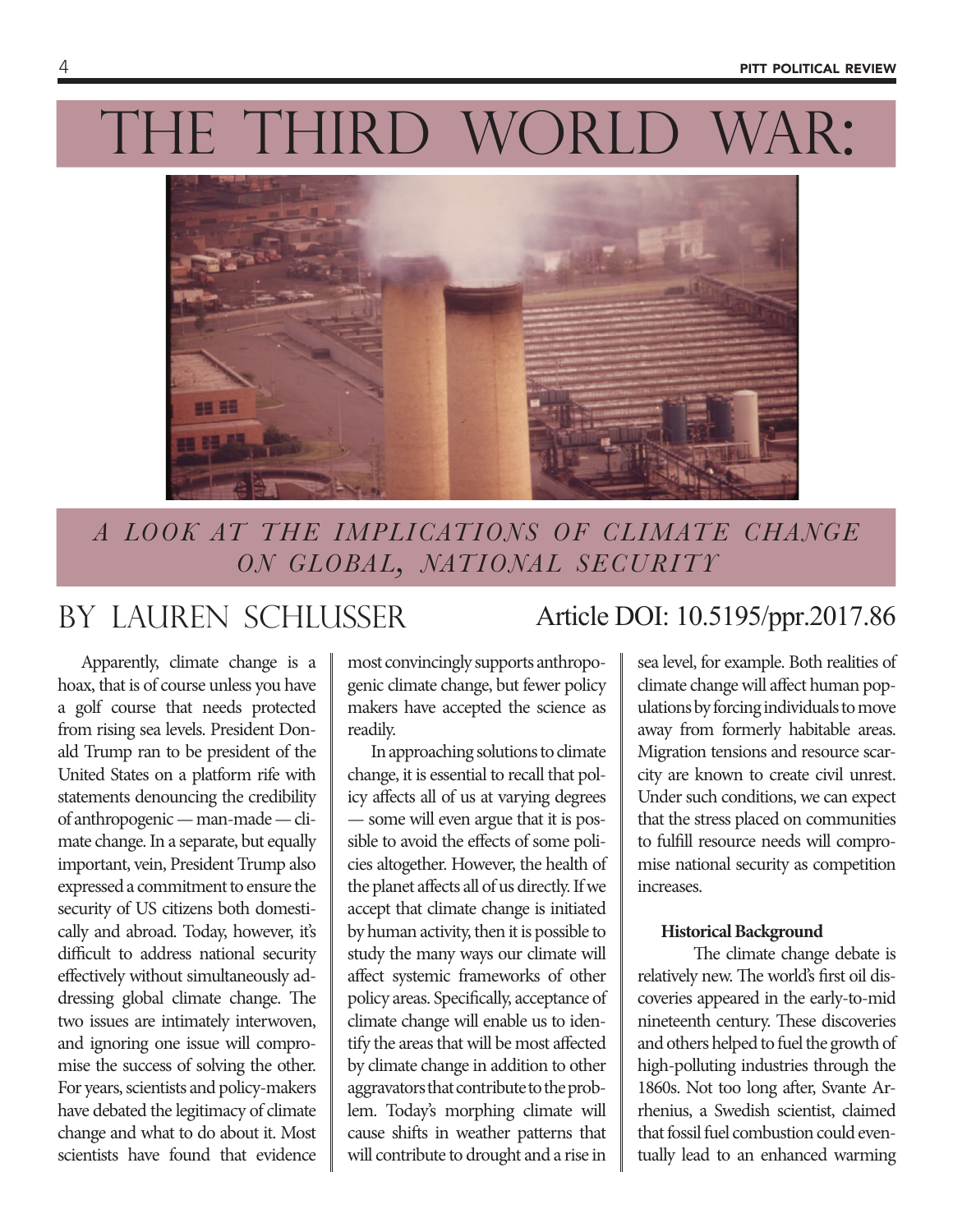# THE THIRD WORLD WAR:

*A LOOK AT THE IMPLICATIONS OF CLIMATE CHANGE ON GLOBAL, NATIONAL SECURITY*

## BY LAUREN SCHLUSSER

Article DOI: 10.5195/ppr.2017.86

Apparently, climate change is a hoax, that is of course unless you have a golf course that needs protected from rising sea levels. President Donald Trump ran to be president of the United States on a platform rife with statements denouncing the credibility of anthropogenic — man-made — climate change. In a separate, but equally important, vein, President Trump also expressed a commitment to ensure the security of US citizens both domestically and abroad. Today, however, it's difficult to address national security effectively without simultaneously addressing global climate change. The two issues are intimately interwoven, and ignoring one issue will compromise the success of solving the other. For years, scientists and policy-makers have debated the legitimacy of climate change and what to do about it. Most scientists have found that evidence most convincingly supports anthropogenic climate change, but fewer policy makers have accepted the science as readily.

In approaching solutions to climate change, it is essential to recall that policy affects all of us at varying degrees — some will even argue that it is possible to avoid the effects of some policies altogether. However, the health of the planet affects all of us directly. If we accept that climate change is initiated by human activity, then it is possible to study the many ways our climate will affect systemic frameworks of other policy areas. Specifically, acceptance of climate change will enable us to identify the areas that will be most affected by climate change in addition to other aggravators that contribute to the problem. Today's morphing climate will cause shifts in weather patterns that will contribute to drought and a rise in sea level, for example. Both realities of climate change will affect human populations by forcing individuals to move away from formerly habitable areas. Migration tensions and resource scarcity are known to create civil unrest. Under such conditions, we can expect that the stress placed on communities to fulfill resource needs will compromise national security as competition increases.

**Historical Background**

The climate change debate is relatively new. The world's first oil discoveries appeared in the early-to-mid nineteenth century. These discoveries and others helped to fuel the growth of high-polluting industries through the 1860s. Not too long after, Svante Arrhenius, a Swedish scientist, claimed that fossil fuel combustion could eventually lead to an enhanced warming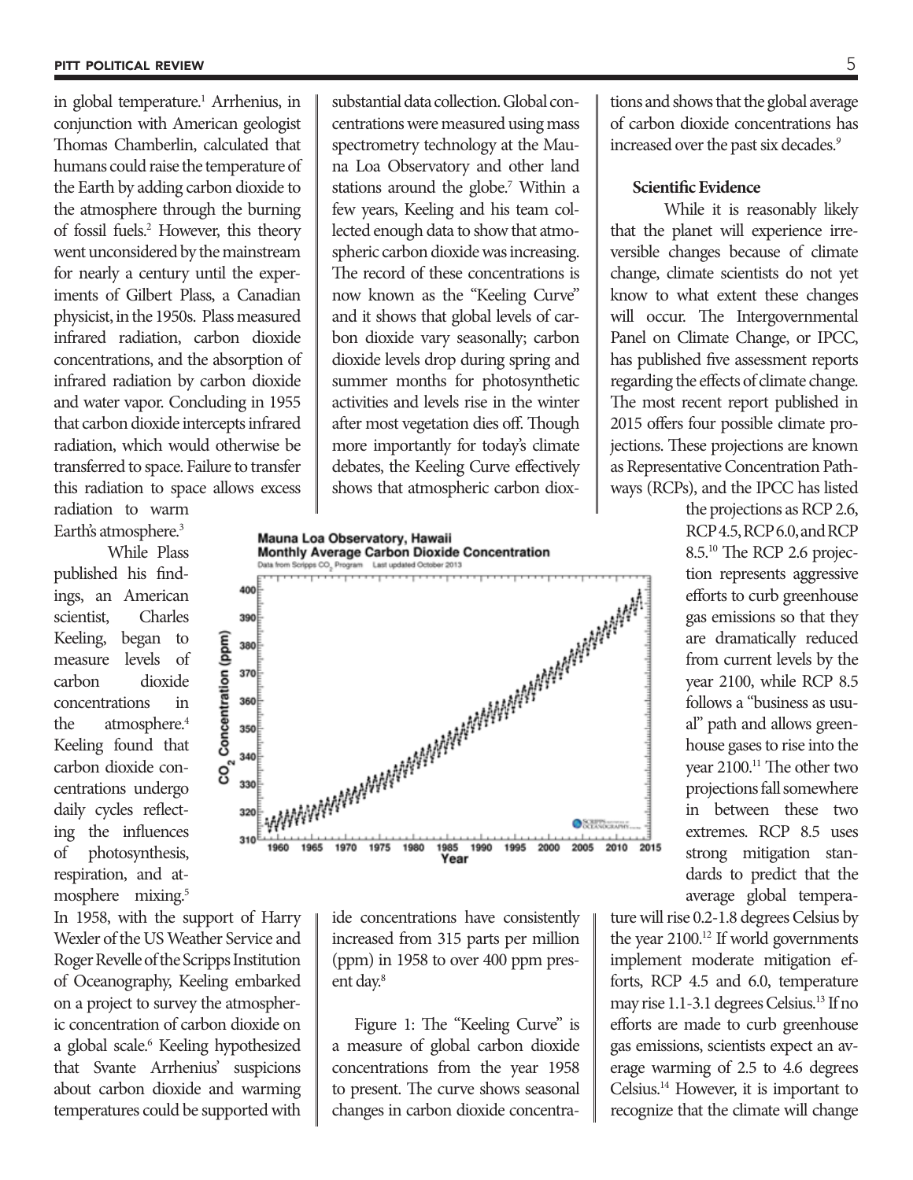in global temperature.[1] Arrhenius, in conjunction with American geologist Thomas Chamberlin, calculated that humans could raise the temperature of the Earth by adding carbon dioxide to the atmosphere through the burning of fossil fuels.[2] However, this theory went unconsidered by the mainstream for nearly a century until the experiments of Gilbert Plass, a Canadian physicist, in the 1950s. Plass measured infrared radiation, carbon dioxide concentrations, and the absorption of infrared radiation by carbon dioxide and water vapor. Concluding in 1955 that carbon dioxide intercepts infrared radiation, which would otherwise be transferred to space. Failure to transfer this radiation to space allows excess radiation to warm Earth's atmosphere.[3]

While Plass published his findings, an American scientist, Charles Keeling, began to measure levels of carbon dioxide concentrations in the atmosphere.[4] Keeling found that carbon dioxide concentrations undergo daily cycles reflecting the influences of photosynthesis, respiration, and atmosphere mixing.[5] In 1958, with the support of Harry Wexler of the US Weather Service and Roger Revelle of the Scripps Institution of Oceanography, Keeling embarked on a project to survey the atmospheric concentration of carbon dioxide on a global scale.[6] Keeling hypothesized that Svante Arrhenius' suspicions about carbon dioxide and warming temperatures could be supported with substantial data collection. Global concentrations were measured using mass spectrometry technology at the Mauna Loa Observatory and other land stations around the globe.[7] Within a few years, Keeling and his team collected enough data to show that atmospheric carbon dioxide was increasing. The record of these concentrations is now known as the "Keeling Curve" and it shows that global levels of carbon dioxide vary seasonally; carbon dioxide levels drop during spring and summer months for photosynthetic activities and levels rise in the winter after most vegetation dies off. Though more importantly for today's climate debates, the Keeling Curve effectively shows that atmospheric carbon dioxide concentrations have consistently increased from 315 parts per million (ppm) in 1958 to over 400 ppm present day.[8]

Figure 1: The "Keeling Curve" is a measure of global carbon dioxide concentrations from the year 1958 to present. The curve shows seasonal changes in carbon dioxide concentrations and shows that the global average of carbon dioxide concentrations has increased over the past six decades.[9]

**Scientific Evidence**

While it is reasonably likely that the planet will experience irreversible changes because of climate change, climate scientists do not yet know to what extent these changes will occur. The Intergovernmental Panel on Climate Change, or IPCC, has published five assessment reports regarding the effects of climate change. The most recent report published in 2015 offers four possible climate projections. These projections are known as Representative Concentration Pathways (RCPs), and the IPCC has listed the projections as RCP 2.6, RCP 4.5, RCP 6.0, and RCP 8.5.[10] The RCP 2.6 projection represents aggressive efforts to curb greenhouse gas emissions so that they are dramatically reduced from current levels by the year 2100, while RCP 8.5 follows a "business as usual" path and allows greenhouse gases to rise into the year 2100.[11] The other two projections fall somewhere in between these two extremes. RCP 8.5 uses strong mitigation standards to predict that the average global temperature will rise 0.2-1.8 degrees Celsius by the year 2100.[12] If world governments implement moderate mitigation efforts, RCP 4.5 and 6.0, temperature may rise 1.1-3.1 degrees Celsius.[13] If no efforts are made to curb greenhouse gas emissions, scientists expect an average warming of 2.5 to 4.6 degrees Celsius.[14] However, it is important to recognize that the climate will change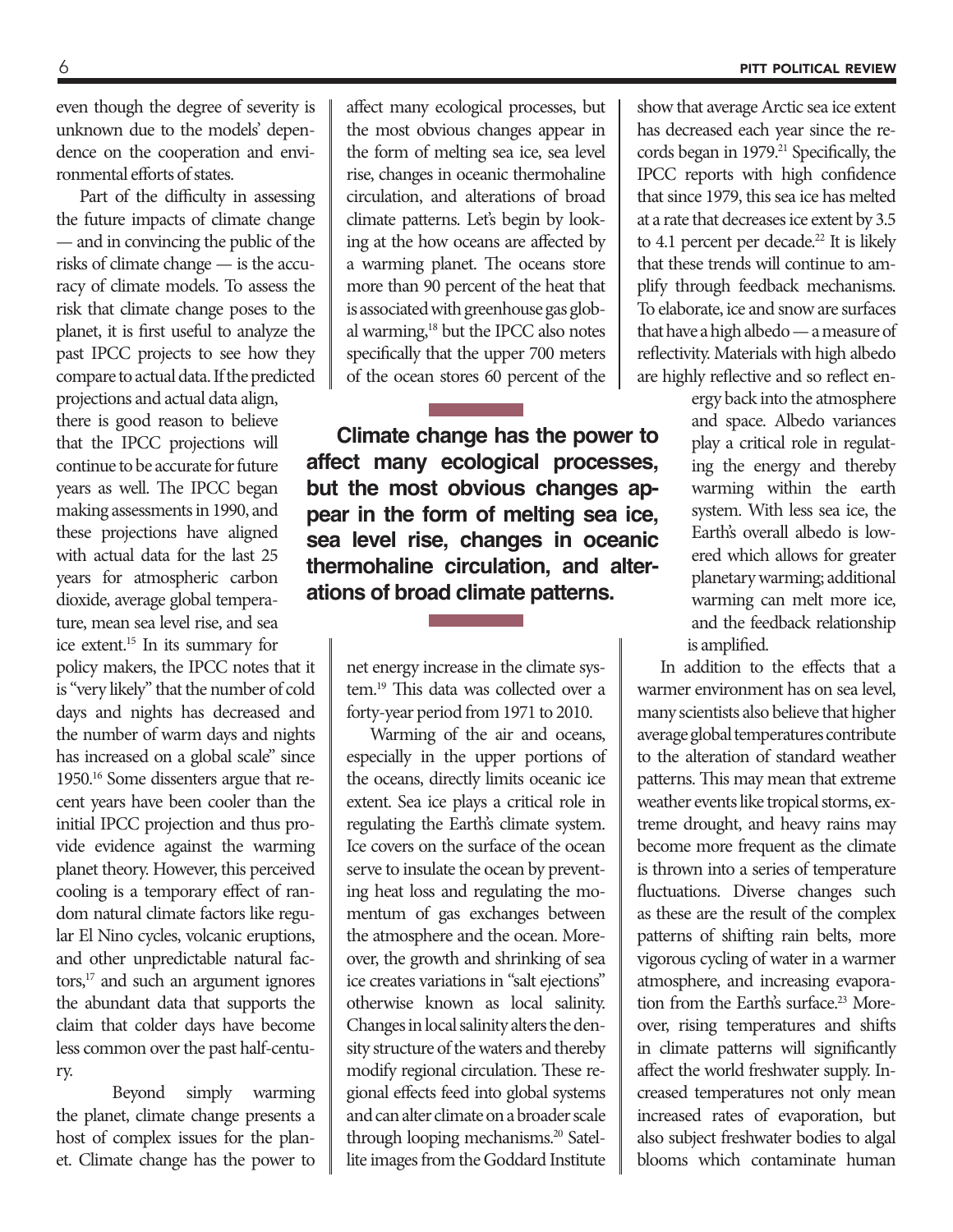even though the degree of severity is unknown due to the models' dependence on the cooperation and environmental efforts of states.

Part of the difficulty in assessing the future impacts of climate change — and in convincing the public of the risks of climate change — is the accuracy of climate models. To assess the risk that climate change poses to the planet, it is first useful to analyze the past IPCC projects to see how they compare to actual data. If the predicted projections and actual data align, there is good reason to believe that the IPCC projections will continue to be accurate for future years as well. The IPCC began making assessments in 1990, and these projections have aligned with actual data for the last 25 years for atmospheric carbon dioxide, average global temperature, mean sea level rise, and sea ice extent.[15] In its summary for policy makers, the IPCC notes that it is "very likely" that the number of cold days and nights has decreased and the number of warm days and nights has increased on a global scale" since 1950.[16] Some dissenters argue that recent years have been cooler than the initial IPCC projection and thus provide evidence against the warming planet theory. However, this perceived cooling is a temporary effect of random natural climate factors like regular El Nino cycles, volcanic eruptions, and other unpredictable natural factors,[17] and such an argument ignores the abundant data that supports the claim that colder days have become less common over the past half-century.

Beyond simply warming the planet, climate change presents a host of complex issues for the planet. Climate change has the power to affect many ecological processes, but the most obvious changes appear in the form of melting sea ice, sea level rise, changes in oceanic thermohaline circulation, and alterations of broad climate patterns. Let's begin by looking at the how oceans are affected by a warming planet. The oceans store more than 90 percent of the heat that is associated with greenhouse gas global warming,[18] but the IPCC also notes specifically that the upper 700 meters of the ocean stores 60 percent of the net energy increase in the climate system.[19] This data was collected over a forty-year period from 1971 to 2010.

**Climate change has the power to affect many ecological processes, but the most obvious changes appear in the form of melting sea ice, sea level rise, changes in oceanic thermohaline circulation, and alterations of broad climate patterns.**

Warming of the air and oceans, especially in the upper portions of the oceans, directly limits oceanic ice extent. Sea ice plays a critical role in regulating the Earth's climate system. Ice covers on the surface of the ocean serve to insulate the ocean by preventing heat loss and regulating the momentum of gas exchanges between the atmosphere and the ocean. Moreover, the growth and shrinking of sea ice creates variations in "salt ejections" otherwise known as local salinity. Changes in local salinity alters the density structure of the waters and thereby modify regional circulation. These regional effects feed into global systems and can alter climate on a broader scale through looping mechanisms.[20] Satellite images from the Goddard Institute show that average Arctic sea ice extent has decreased each year since the records began in 1979.[21] Specifically, the IPCC reports with high confidence that since 1979, this sea ice has melted at a rate that decreases ice extent by 3.5 to 4.1 percent per decade.[22] It is likely that these trends will continue to amplify through feedback mechanisms. To elaborate, ice and snow are surfaces that have a high albedo — a measure of reflectivity. Materials with high albedo are highly reflective and so reflect energy back into the atmosphere and space. Albedo variances play a critical role in regulating the energy and thereby warming within the earth system. With less sea ice, the Earth's overall albedo is lowered which allows for greater planetary warming; additional warming can melt more ice, and the feedback relationship is amplified.

In addition to the effects that a warmer environment has on sea level, many scientists also believe that higher average global temperatures contribute to the alteration of standard weather patterns. This may mean that extreme weather events like tropical storms, extreme drought, and heavy rains may become more frequent as the climate is thrown into a series of temperature fluctuations. Diverse changes such as these are the result of the complex patterns of shifting rain belts, more vigorous cycling of water in a warmer atmosphere, and increasing evaporation from the Earth's surface.[23] Moreover, rising temperatures and shifts in climate patterns will significantly affect the world freshwater supply. Increased temperatures not only mean increased rates of evaporation, but also subject freshwater bodies to algal blooms which contaminate human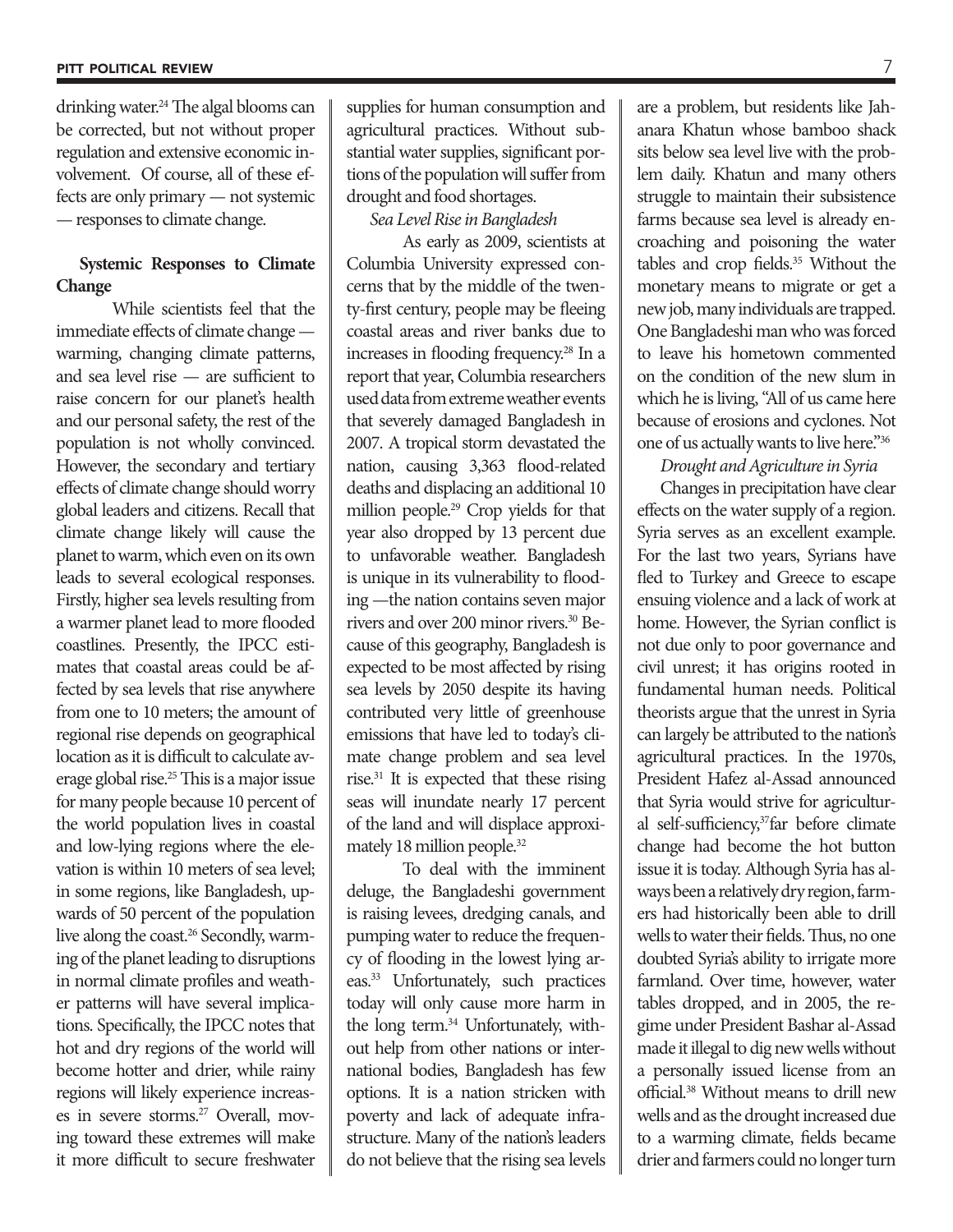drinking water.[24] The algal blooms can be corrected, but not without proper regulation and extensive economic involvement. Of course, all of these effects are only primary — not systemic — responses to climate change.

## Systemic Responses to Climate Change

While scientists feel that the immediate effects of climate change — warming, changing climate patterns, and sea level rise — are sufficient to raise concern for our planet's health and our personal safety, the rest of the population is not wholly convinced. However, the secondary and tertiary effects of climate change should worry global leaders and citizens. Recall that climate change likely will cause the planet to warm, which even on its own leads to several ecological responses. Firstly, higher sea levels resulting from a warmer planet lead to more flooded coastlines. Presently, the IPCC estimates that coastal areas could be affected by sea levels that rise anywhere from one to 10 meters; the amount of regional rise depends on geographical location as it is difficult to calculate average global rise.[25] This is a major issue for many people because 10 percent of the world population lives in coastal and low-lying regions where the elevation is within 10 meters of sea level; in some regions, like Bangladesh, upwards of 50 percent of the population live along the coast.[26] Secondly, warming of the planet leading to disruptions in normal climate profiles and weather patterns will have several implications. Specifically, the IPCC notes that hot and dry regions of the world will become hotter and drier, while rainy regions will likely experience increases in severe storms.[27] Overall, moving toward these extremes will make it more difficult to secure freshwater supplies for human consumption and agricultural practices. Without substantial water supplies, significant portions of the population will suffer from drought and food shortages.

### *Sea Level Rise in Bangladesh*

As early as 2009, scientists at Columbia University expressed concerns that by the middle of the twenty-first century, people may be fleeing coastal areas and river banks due to increases in flooding frequency.[28] In a report that year, Columbia researchers used data from extreme weather events that severely damaged Bangladesh in 2007. A tropical storm devastated the nation, causing 3,363 flood-related deaths and displacing an additional 10 million people.[29] Crop yields for that year also dropped by 13 percent due to unfavorable weather. Bangladesh is unique in its vulnerability to flooding —the nation contains seven major rivers and over 200 minor rivers.[30] Because of this geography, Bangladesh is expected to be most affected by rising sea levels by 2050 despite its having contributed very little of greenhouse emissions that have led to today's climate change problem and sea level rise.[31] It is expected that these rising seas will inundate nearly 17 percent of the land and will displace approximately 18 million people.[32]

To deal with the imminent deluge, the Bangladeshi government is raising levees, dredging canals, and pumping water to reduce the frequency of flooding in the lowest lying areas.[33] Unfortunately, such practices today will only cause more harm in the long term.[34] Unfortunately, without help from other nations or international bodies, Bangladesh has few options. It is a nation stricken with poverty and lack of adequate infrastructure. Many of the nation's leaders do not believe that the rising sea levels are a problem, but residents like Jahanara Khatun whose bamboo shack sits below sea level live with the problem daily. Khatun and many others struggle to maintain their subsistence farms because sea level is already encroaching and poisoning the water tables and crop fields.[35] Without the monetary means to migrate or get a new job, many individuals are trapped. One Bangladeshi man who was forced to leave his hometown commented on the condition of the new slum in which he is living, "All of us came here because of erosions and cyclones. Not one of us actually wants to live here."[36]

### *Drought and Agriculture in Syria*

Changes in precipitation have clear effects on the water supply of a region. Syria serves as an excellent example. For the last two years, Syrians have fled to Turkey and Greece to escape ensuing violence and a lack of work at home. However, the Syrian conflict is not due only to poor governance and civil unrest; it has origins rooted in fundamental human needs. Political theorists argue that the unrest in Syria can largely be attributed to the nation's agricultural practices. In the 1970s, President Hafez al-Assad announced that Syria would strive for agricultural self-sufficiency,[37] far before climate change had become the hot button issue it is today. Although Syria has always been a relatively dry region, farmers had historically been able to drill wells to water their fields. Thus, no one doubted Syria's ability to irrigate more farmland. Over time, however, water tables dropped, and in 2005, the regime under President Bashar al-Assad made it illegal to dig new wells without a personally issued license from an official.[38] Without means to drill new wells and as the drought increased due to a warming climate, fields became drier and farmers could no longer turn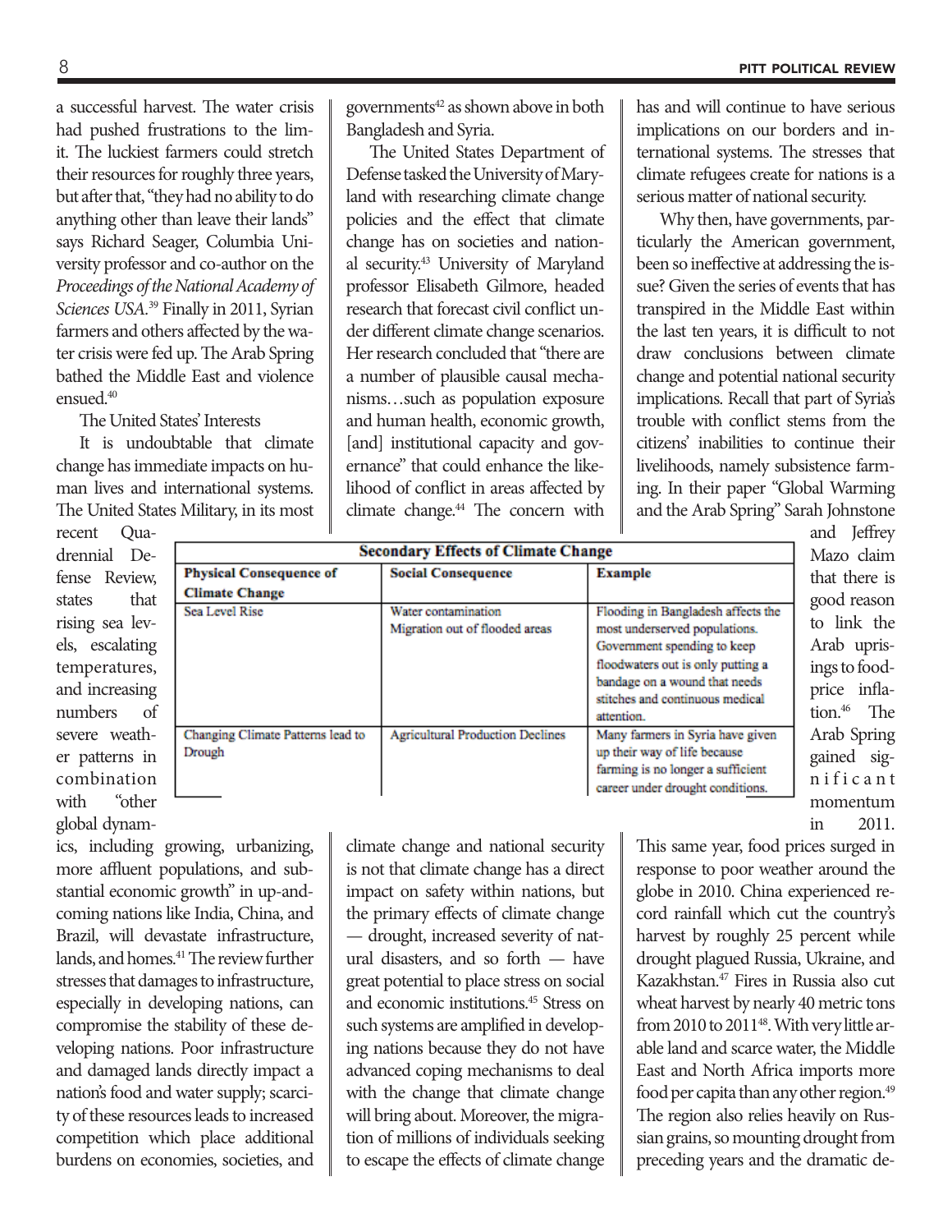a successful harvest. The water crisis had pushed frustrations to the limit. The luckiest farmers could stretch their resources for roughly three years, but after that, "they had no ability to do anything other than leave their lands" says Richard Seager, Columbia University professor and co-author on the *Proceedings of the National Academy of Sciences USA*.[39] Finally in 2011, Syrian farmers and others affected by the water crisis were fed up. The Arab Spring bathed the Middle East and violence ensued.[40]

The United States' Interests

It is undoubtable that climate change has immediate impacts on human lives and international systems. The United States Military, in its most recent Quadrennial Defense Review, states that rising sea levels, escalating temperatures, and increasing numbers of severe weather patterns in combination with "other global dynamics, including growing, urbanizing, more affluent populations, and substantial economic growth" in up-and-coming nations like India, China, and Brazil, will devastate infrastructure, lands, and homes.[41] The review further stresses that damages to infrastructure, especially in developing nations, can compromise the stability of these developing nations. Poor infrastructure and damaged lands directly impact a nation's food and water supply; scarcity of these resources leads to increased competition which place additional burdens on economies, societies, and governments[42] as shown above in both Bangladesh and Syria.

The United States Department of Defense tasked the University of Maryland with researching climate change policies and the effect that climate change has on societies and national security.[43] University of Maryland professor Elisabeth Gilmore, headed research that forecast civil conflict under different climate change scenarios. Her research concluded that "there are a number of plausible causal mechanisms…such as population exposure and human health, economic growth, [and] institutional capacity and governance" that could enhance the likelihood of conflict in areas affected by climate change.[44] The concern with climate change and national security is not that climate change has a direct impact on safety within nations, but the primary effects of climate change — drought, increased severity of natural disasters, and so forth — have great potential to place stress on social and economic institutions.[45] Stress on such systems are amplified in developing nations because they do not have advanced coping mechanisms to deal with the change that climate change will bring about. Moreover, the migration of millions of individuals seeking to escape the effects of climate change has and will continue to have serious implications on our borders and international systems. The stresses that climate refugees create for nations is a serious matter of national security.

| Secondary Effects of Climate Change | | |
|---|---|---|
| **Physical Consequence of Climate Change** | **Social Consequence** | **Example** |
| Sea Level Rise | Water contamination<br>Migration out of flooded areas | Flooding in Bangladesh affects the most underserved populations. Government spending to keep floodwaters out is only putting a bandage on a wound that needs stitches and continuous medical attention. |
| Changing Climate Patterns lead to Drough | Agricultural Production Declines | Many farmers in Syria have given up their way of life because farming is no longer a sufficient career under drought conditions. |

Why then, have governments, particularly the American government, been so ineffective at addressing the issue? Given the series of events that has transpired in the Middle East within the last ten years, it is difficult to not draw conclusions between climate change and potential national security implications. Recall that part of Syria's trouble with conflict stems from the citizens' inabilities to continue their livelihoods, namely subsistence farming. In their paper "Global Warming and the Arab Spring" Sarah Johnstone and Jeffrey Mazo claim that there is good reason to link the Arab uprisings to food-price inflation.[46] The Arab Spring gained significant momentum in 2011. This same year, food prices surged in response to poor weather around the globe in 2010. China experienced record rainfall which cut the country's harvest by roughly 25 percent while drought plagued Russia, Ukraine, and Kazakhstan.[47] Fires in Russia also cut wheat harvest by nearly 40 metric tons from 2010 to 2011[48]. With very little arable land and scarce water, the Middle East and North Africa imports more food per capita than any other region.[49] The region also relies heavily on Russian grains, so mounting drought from preceding years and the dramatic de-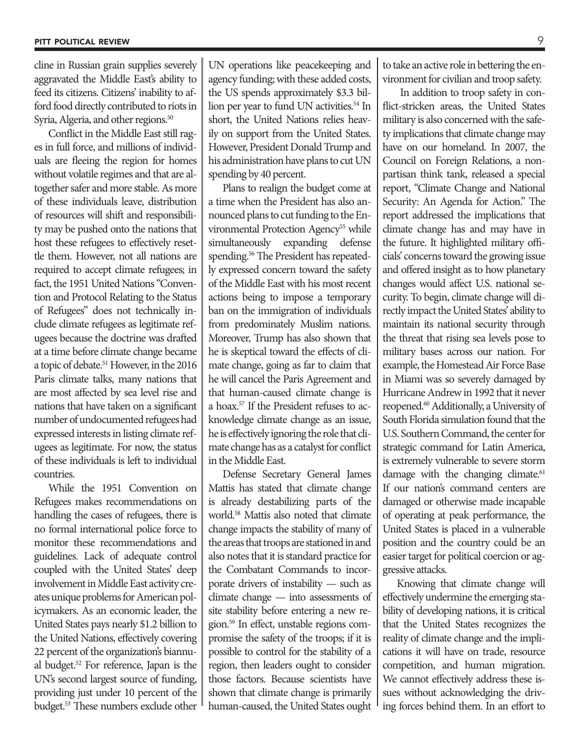cline in Russian grain supplies severely aggravated the Middle East's ability to feed its citizens. Citizens' inability to afford food directly contributed to riots in Syria, Algeria, and other regions.[50]

Conflict in the Middle East still rages in full force, and millions of individuals are fleeing the region for homes without volatile regimes and that are altogether safer and more stable. As more of these individuals leave, distribution of resources will shift and responsibility may be pushed onto the nations that host these refugees to effectively resettle them. However, not all nations are required to accept climate refugees; in fact, the 1951 United Nations "Convention and Protocol Relating to the Status of Refugees" does not technically include climate refugees as legitimate refugees because the doctrine was drafted at a time before climate change became a topic of debate.[51] However, in the 2016 Paris climate talks, many nations that are most affected by sea level rise and nations that have taken on a significant number of undocumented refugees had expressed interests in listing climate refugees as legitimate. For now, the status of these individuals is left to individual countries.

While the 1951 Convention on Refugees makes recommendations on handling the cases of refugees, there is no formal international police force to monitor these recommendations and guidelines. Lack of adequate control coupled with the United States' deep involvement in Middle East activity creates unique problems for American policymakers. As an economic leader, the United States pays nearly $1.2 billion to the United Nations, effectively covering 22 percent of the organization's biannual budget.[52] For reference, Japan is the UN's second largest source of funding, providing just under 10 percent of the budget.[53] These numbers exclude other UN operations like peacekeeping and agency funding; with these added costs, the US spends approximately $3.3 billion per year to fund UN activities.[54] In short, the United Nations relies heavily on support from the United States. However, President Donald Trump and his administration have plans to cut UN spending by 40 percent.

Plans to realign the budget come at a time when the President has also announced plans to cut funding to the Environmental Protection Agency[55] while simultaneously expanding defense spending.[56] The President has repeatedly expressed concern toward the safety of the Middle East with his most recent actions being to impose a temporary ban on the immigration of individuals from predominately Muslim nations. Moreover, Trump has also shown that he is skeptical toward the effects of climate change, going as far to claim that he will cancel the Paris Agreement and that human-caused climate change is a hoax.[57] If the President refuses to acknowledge climate change as an issue, he is effectively ignoring the role that climate change has as a catalyst for conflict in the Middle East.

Defense Secretary General James Mattis has stated that climate change is already destabilizing parts of the world.[58] Mattis also noted that climate change impacts the stability of many of the areas that troops are stationed in and also notes that it is standard practice for the Combatant Commands to incorporate drivers of instability — such as climate change — into assessments of site stability before entering a new region.[59] In effect, unstable regions compromise the safety of the troops; if it is possible to control for the stability of a region, then leaders ought to consider those factors. Because scientists have shown that climate change is primarily human-caused, the United States ought to take an active role in bettering the environment for civilian and troop safety.

In addition to troop safety in conflict-stricken areas, the United States military is also concerned with the safety implications that climate change may have on our homeland. In 2007, the Council on Foreign Relations, a nonpartisan think tank, released a special report, "Climate Change and National Security: An Agenda for Action." The report addressed the implications that climate change has and may have in the future. It highlighted military officials' concerns toward the growing issue and offered insight as to how planetary changes would affect U.S. national security. To begin, climate change will directly impact the United States' ability to maintain its national security through the threat that rising sea levels pose to military bases across our nation. For example, the Homestead Air Force Base in Miami was so severely damaged by Hurricane Andrew in 1992 that it never reopened.[60] Additionally, a University of South Florida simulation found that the U.S. Southern Command, the center for strategic command for Latin America, is extremely vulnerable to severe storm damage with the changing climate.[61] If our nation's command centers are damaged or otherwise made incapable of operating at peak performance, the United States is placed in a vulnerable position and the country could be an easier target for political coercion or aggressive attacks.

Knowing that climate change will effectively undermine the emerging stability of developing nations, it is critical that the United States recognizes the reality of climate change and the implications it will have on trade, resource competition, and human migration. We cannot effectively address these issues without acknowledging the driving forces behind them. In an effort to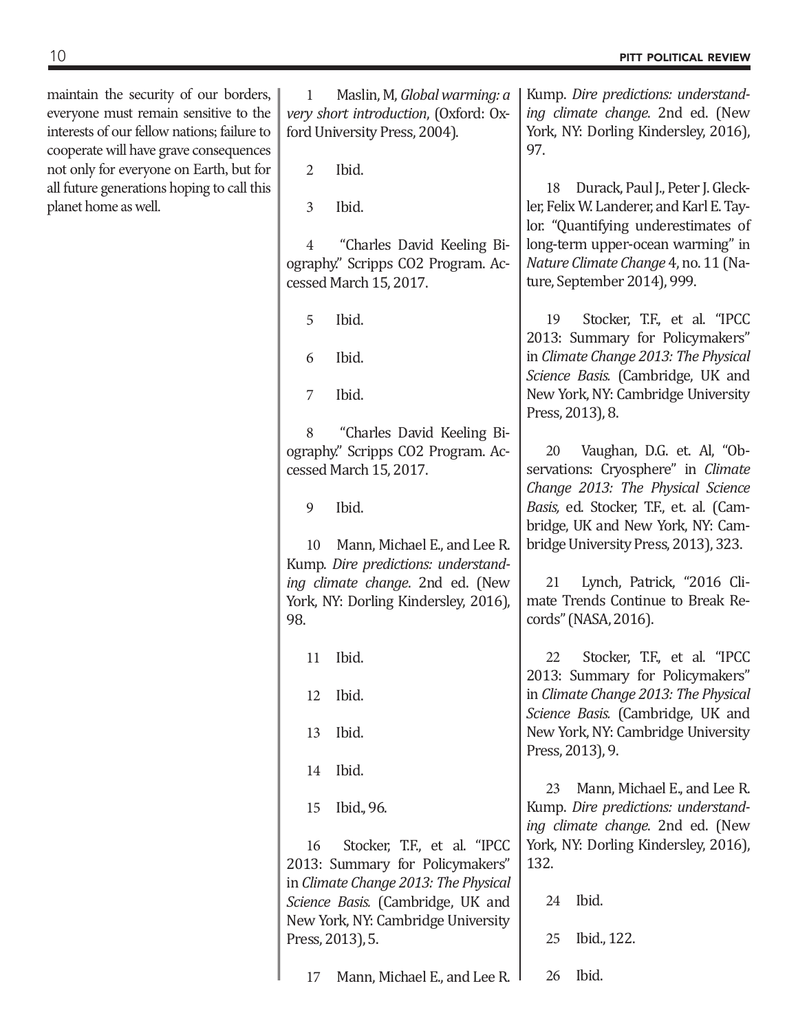maintain the security of our borders, everyone must remain sensitive to the interests of our fellow nations; failure to cooperate will have grave consequences not only for everyone on Earth, but for all future generations hoping to call this planet home as well.

1 Maslin, M, *Global warming: a very short introduction*, (Oxford: Oxford University Press, 2004).

2 Ibid.

3 Ibid.

4 "Charles David Keeling Biography." Scripps CO2 Program. Accessed March 15, 2017.

5 Ibid.

6 Ibid.

7 Ibid.

8 "Charles David Keeling Biography." Scripps CO2 Program. Accessed March 15, 2017.

9 Ibid.

10 Mann, Michael E., and Lee R. Kump. *Dire predictions: understanding climate change*. 2nd ed. (New York, NY: Dorling Kindersley, 2016), 98.

11 Ibid.

12 Ibid.

13 Ibid.

14 Ibid.

15 Ibid., 96.

16 Stocker, T.F., et al. "IPCC 2013: Summary for Policymakers" in *Climate Change 2013: The Physical Science Basis.* (Cambridge, UK and New York, NY: Cambridge University Press, 2013), 5.

17 Mann, Michael E., and Lee R. Kump. *Dire predictions: understanding climate change*. 2nd ed. (New York, NY: Dorling Kindersley, 2016), 97.

18 Durack, Paul J., Peter J. Gleckler, Felix W. Landerer, and Karl E. Taylor. "Quantifying underestimates of long-term upper-ocean warming" in *Nature Climate Change* 4, no. 11 (Nature, September 2014), 999.

19 Stocker, T.F., et al. "IPCC 2013: Summary for Policymakers" in *Climate Change 2013: The Physical Science Basis.* (Cambridge, UK and New York, NY: Cambridge University Press, 2013), 8.

20 Vaughan, D.G. et. Al, "Observations: Cryosphere" in *Climate Change 2013: The Physical Science Basis,* ed. Stocker, T.F., et. al. (Cambridge, UK and New York, NY: Cambridge University Press, 2013), 323.

21 Lynch, Patrick, "2016 Climate Trends Continue to Break Records" (NASA, 2016).

22 Stocker, T.F., et al. "IPCC 2013: Summary for Policymakers" in *Climate Change 2013: The Physical Science Basis.* (Cambridge, UK and New York, NY: Cambridge University Press, 2013), 9.

23 Mann, Michael E., and Lee R. Kump. *Dire predictions: understanding climate change*. 2nd ed. (New York, NY: Dorling Kindersley, 2016), 132.

24 Ibid.

25 Ibid., 122.

26 Ibid.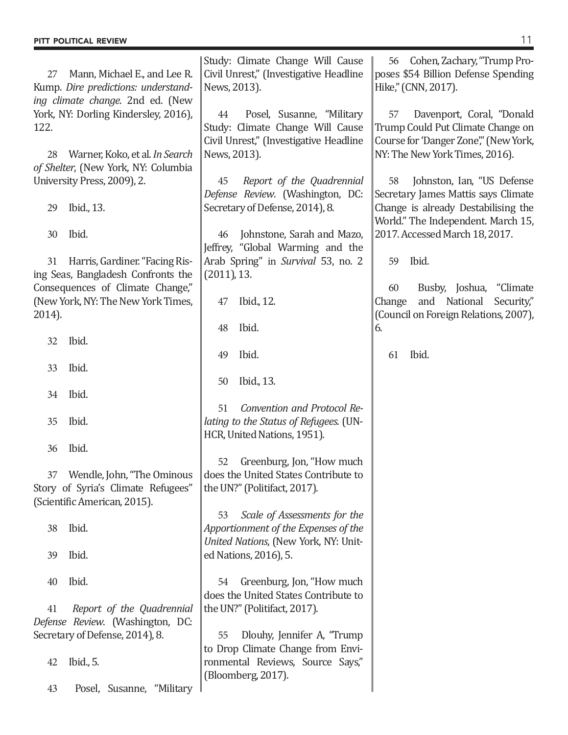27 Mann, Michael E., and Lee R. Kump. *Dire predictions: understanding climate change*. 2nd ed. (New York, NY: Dorling Kindersley, 2016), 122.

28 Warner, Koko, et al. *In Search of Shelter*, (New York, NY: Columbia University Press, 2009), 2.

29 Ibid., 13.

30 Ibid.

31 Harris, Gardiner. "Facing Rising Seas, Bangladesh Confronts the Consequences of Climate Change," (New York, NY: The New York Times, 2014).

32 Ibid.

33 Ibid.

34 Ibid.

35 Ibid.

36 Ibid.

37 Wendle, John, "The Ominous Story of Syria's Climate Refugees" (Scientific American, 2015).

38 Ibid.

39 Ibid.

40 Ibid.

41 *Report of the Quadrennial Defense Review*. (Washington, DC: Secretary of Defense, 2014), 8.

42 Ibid., 5.

43 Posel, Susanne, "Military Study: Climate Change Will Cause Civil Unrest," (Investigative Headline News, 2013).

44 Posel, Susanne, "Military Study: Climate Change Will Cause Civil Unrest," (Investigative Headline News, 2013).

45 *Report of the Quadrennial Defense Review*. (Washington, DC: Secretary of Defense, 2014), 8.

46 Johnstone, Sarah and Mazo, Jeffrey, "Global Warming and the Arab Spring" in *Survival* 53, no. 2 (2011), 13.

47 Ibid., 12.

48 Ibid.

49 Ibid.

50 Ibid., 13.

51 *Convention and Protocol Relating to the Status of Refugees*. (UNHCR, United Nations, 1951).

52 Greenburg, Jon, "How much does the United States Contribute to the UN?" (Politifact, 2017).

53 *Scale of Assessments for the Apportionment of the Expenses of the United Nations*, (New York, NY: United Nations, 2016), 5.

54 Greenburg, Jon, "How much does the United States Contribute to the UN?" (Politifact, 2017).

55 Dlouhy, Jennifer A, "Trump to Drop Climate Change from Environmental Reviews, Source Says," (Bloomberg, 2017).

56 Cohen, Zachary, "Trump Proposes $54 Billion Defense Spending Hike," (CNN, 2017).

57 Davenport, Coral, "Donald Trump Could Put Climate Change on Course for 'Danger Zone'," (New York, NY: The New York Times, 2016).

58 Johnston, Ian, "US Defense Secretary James Mattis says Climate Change is already Destabilising the World." The Independent. March 15, 2017. Accessed March 18, 2017.

59 Ibid.

60 Busby, Joshua, "Climate Change and National Security," (Council on Foreign Relations, 2007), 6.

61 Ibid.